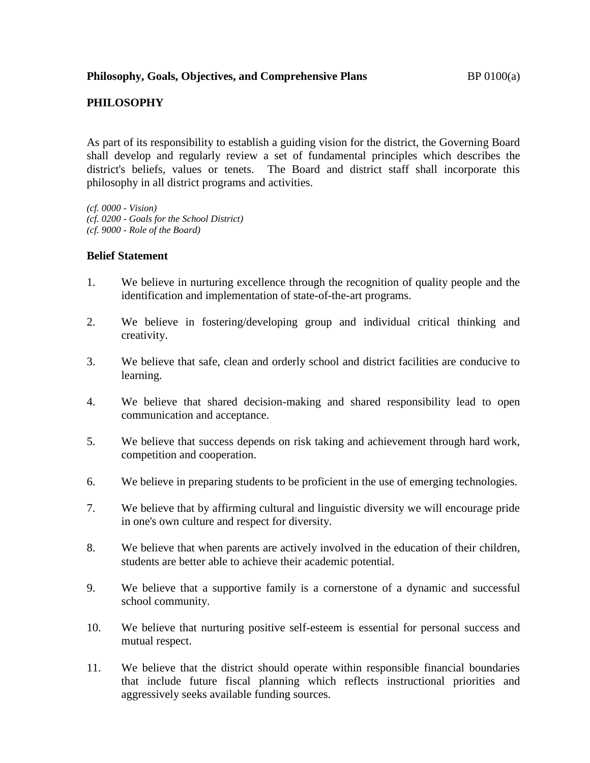**Philosophy, Goals, Objectives, and Comprehensive Plans** BP 0100(a)

## PHILOSOPHY

As part of its responsibility to establish a guiding vision for the district, the Governing Board shall develop and regularly review a set of fundamental principles which describes the district's beliefs, values or tenets. The Board and district staff shall incorporate this philosophy in all district programs and activities.

*(cf. 0000 - Vision)*
*(cf. 0200 - Goals for the School District)*
*(cf. 9000 - Role of the Board)*

### Belief Statement

1. We believe in nurturing excellence through the recognition of quality people and the identification and implementation of state-of-the-art programs.

2. We believe in fostering/developing group and individual critical thinking and creativity.

3. We believe that safe, clean and orderly school and district facilities are conducive to learning.

4. We believe that shared decision-making and shared responsibility lead to open communication and acceptance.

5. We believe that success depends on risk taking and achievement through hard work, competition and cooperation.

6. We believe in preparing students to be proficient in the use of emerging technologies.

7. We believe that by affirming cultural and linguistic diversity we will encourage pride in one's own culture and respect for diversity.

8. We believe that when parents are actively involved in the education of their children, students are better able to achieve their academic potential.

9. We believe that a supportive family is a cornerstone of a dynamic and successful school community.

10. We believe that nurturing positive self-esteem is essential for personal success and mutual respect.

11. We believe that the district should operate within responsible financial boundaries that include future fiscal planning which reflects instructional priorities and aggressively seeks available funding sources.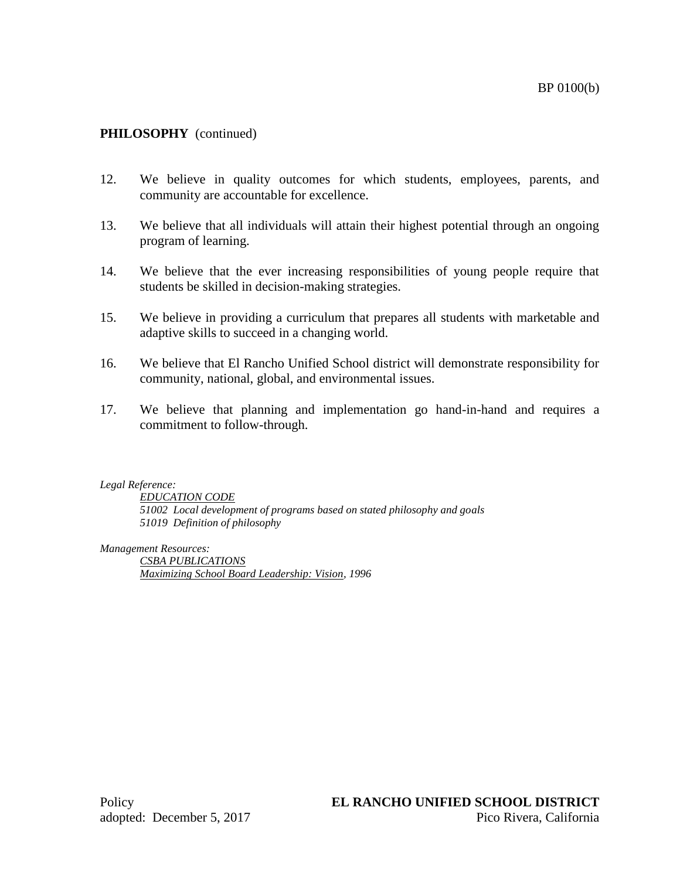**PHILOSOPHY** (continued)

12. We believe in quality outcomes for which students, employees, parents, and community are accountable for excellence.

13. We believe that all individuals will attain their highest potential through an ongoing program of learning.

14. We believe that the ever increasing responsibilities of young people require that students be skilled in decision-making strategies.

15. We believe in providing a curriculum that prepares all students with marketable and adaptive skills to succeed in a changing world.

16. We believe that El Rancho Unified School district will demonstrate responsibility for community, national, global, and environmental issues.

17. We believe that planning and implementation go hand-in-hand and requires a commitment to follow-through.

*Legal Reference:*

*EDUCATION CODE*

*51002 Local development of programs based on stated philosophy and goals*

*51019 Definition of philosophy*

*Management Resources:*

*CSBA PUBLICATIONS*

*Maximizing School Board Leadership: Vision, 1996*

Policy
adopted: December 5, 2017

**EL RANCHO UNIFIED SCHOOL DISTRICT**
Pico Rivera, California